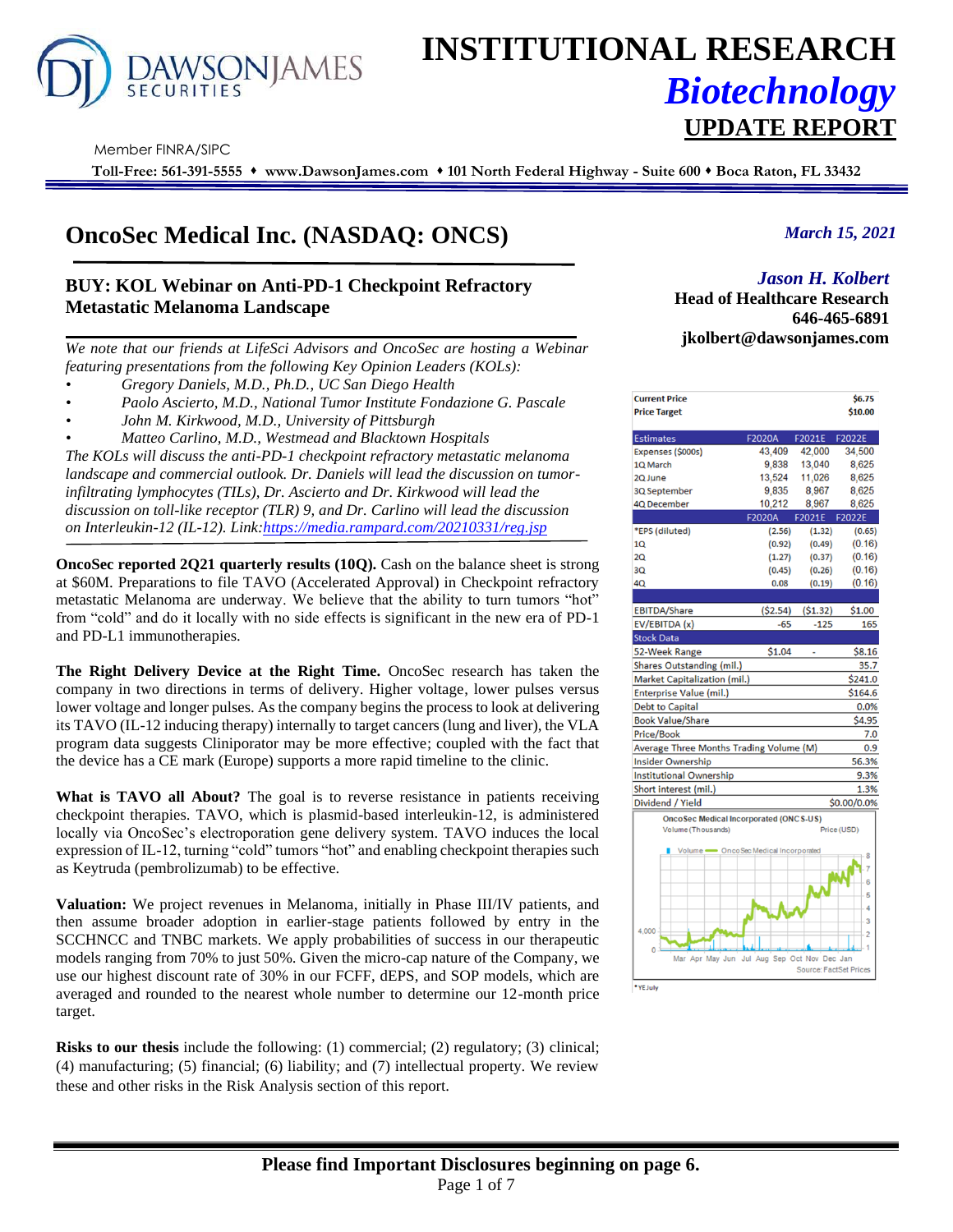# INSTITUTIONAL RESEARCH

## *Biotechnology*

## UPDATE REPORT

Member FINRA/SIPC

**Toll-Free: 561-391-5555 ♦ www.DawsonJames.com ♦ 101 North Federal Highway - Suite 600 ♦ Boca Raton, FL 33432**

# OncoSec Medical Inc. (NASDAQ: ONCS)

*March 15, 2021*

*Jason H. Kolbert*
**Head of Healthcare Research**
**646-465-6891**
**jkolbert@dawsonjames.com**

## BUY: KOL Webinar on Anti-PD-1 Checkpoint Refractory Metastatic Melanoma Landscape

*We note that our friends at LifeSci Advisors and OncoSec are hosting a Webinar featuring presentations from the following Key Opinion Leaders (KOLs):*

- *Gregory Daniels, M.D., Ph.D., UC San Diego Health*
- *Paolo Ascierto, M.D., National Tumor Institute Fondazione G. Pascale*
- *John M. Kirkwood, M.D., University of Pittsburgh*
- *Matteo Carlino, M.D., Westmead and Blacktown Hospitals*

*The KOLs will discuss the anti-PD-1 checkpoint refractory metastatic melanoma landscape and commercial outlook. Dr. Daniels will lead the discussion on tumor-infiltrating lymphocytes (TILs), Dr. Ascierto and Dr. Kirkwood will lead the discussion on toll-like receptor (TLR) 9, and Dr. Carlino will lead the discussion on Interleukin-12 (IL-12). Link:https://media.rampard.com/20210331/reg.jsp*

**OncoSec reported 2Q21 quarterly results (10Q).** Cash on the balance sheet is strong at $60M. Preparations to file TAVO (Accelerated Approval) in Checkpoint refractory metastatic Melanoma are underway. We believe that the ability to turn tumors "hot" from "cold" and do it locally with no side effects is significant in the new era of PD-1 and PD-L1 immunotherapies.

**The Right Delivery Device at the Right Time.** OncoSec research has taken the company in two directions in terms of delivery. Higher voltage, lower pulses versus lower voltage and longer pulses. As the company begins the process to look at delivering its TAVO (IL-12 inducing therapy) internally to target cancers (lung and liver), the VLA program data suggests Cliniporator may be more effective; coupled with the fact that the device has a CE mark (Europe) supports a more rapid timeline to the clinic.

**What is TAVO all About?** The goal is to reverse resistance in patients receiving checkpoint therapies. TAVO, which is plasmid-based interleukin-12, is administered locally via OncoSec's electroporation gene delivery system. TAVO induces the local expression of IL-12, turning "cold" tumors "hot" and enabling checkpoint therapies such as Keytruda (pembrolizumab) to be effective.

**Valuation:** We project revenues in Melanoma, initially in Phase III/IV patients, and then assume broader adoption in earlier-stage patients followed by entry in the SCCHNCC and TNBC markets. We apply probabilities of success in our therapeutic models ranging from 70% to just 50%. Given the micro-cap nature of the Company, we use our highest discount rate of 30% in our FCFF, dEPS, and SOP models, which are averaged and rounded to the nearest whole number to determine our 12-month price target.

**Risks to our thesis** include the following: (1) commercial; (2) regulatory; (3) clinical; (4) manufacturing; (5) financial; (6) liability; and (7) intellectual property. We review these and other risks in the Risk Analysis section of this report.

| | | | |
|---|---|---|---|
| **Current Price** | | | **$6.75** |
| **Price Target** | | | **$10.00** |
| **Estimates** | **F2020A** | **F2021E** | **F2022E** |
| Expenses ($000s) | 43,409 | 42,000 | 34,500 |
| 1Q March | 9,838 | 13,040 | 8,625 |
| 2Q June | 13,524 | 11,026 | 8,625 |
| 3Q September | 9,835 | 8,967 | 8,625 |
| 4Q December | 10,212 | 8,967 | 8,625 |
| | **F2020A** | **F2021E** | **F2022E** |
| *EPS (diluted) | (2.56) | (1.32) | (0.65) |
| 1Q | (0.92) | (0.49) | (0.16) |
| 2Q | (1.27) | (0.37) | (0.16) |
| 3Q | (0.45) | (0.26) | (0.16) |
| 4Q | 0.08 | (0.19) | (0.16) |
| EBITDA/Share | ($2.54) | ($1.32) | $1.00 |
| EV/EBITDA (x) | -65 | -125 | 165 |
| **Stock Data** | | | |
| 52-Week Range | $1.04 | - | $8.16 |
| Shares Outstanding (mil.) | | | 35.7 |
| Market Capitalization (mil.) | | | $241.0 |
| Enterprise Value (mil.) | | | $164.6 |
| Debt to Capital | | | 0.0% |
| Book Value/Share | | | $4.95 |
| Price/Book | | | 7.0 |
| Average Three Months Trading Volume (M) | | | 0.9 |
| Insider Ownership | | | 56.3% |
| Institutional Ownership | | | 9.3% |
| Short interest (mil.) | | | 1.3% |
| Dividend / Yield | | | $0.00/0.0% |

OncoSec Medical Incorporated (ONCS-US)
Volume (Thousands) Price (USD)
Volume — OncoSec Medical Incorporated
Mar Apr May Jun Jul Aug Sep Oct Nov Dec Jan
Source: FactSet Prices

*YE July

**Please find Important Disclosures beginning on page 6.**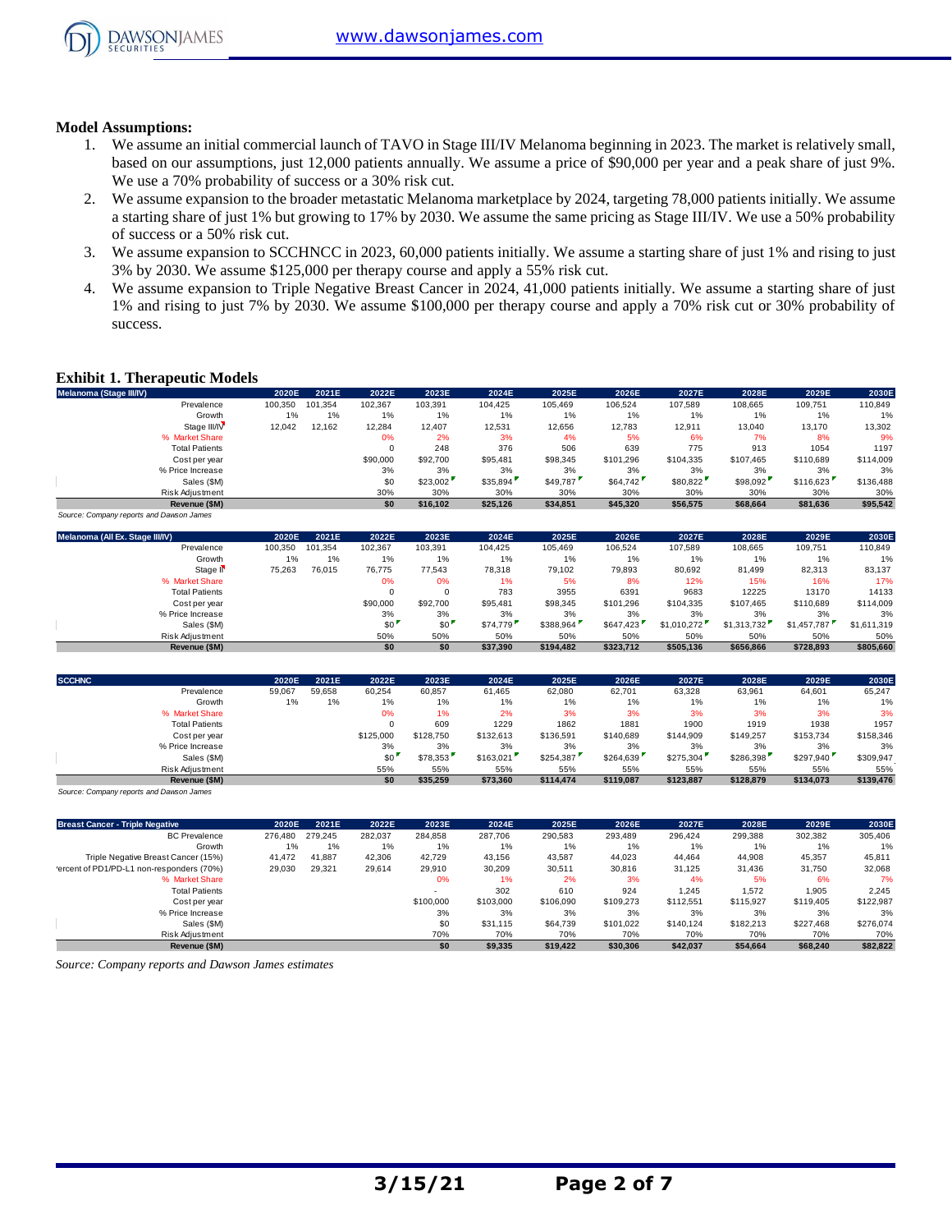**Model Assumptions:**

1. We assume an initial commercial launch of TAVO in Stage III/IV Melanoma beginning in 2023. The market is relatively small, based on our assumptions, just 12,000 patients annually. We assume a price of $90,000 per year and a peak share of just 9%. We use a 70% probability of success or a 30% risk cut.
2. We assume expansion to the broader metastatic Melanoma marketplace by 2024, targeting 78,000 patients initially. We assume a starting share of just 1% but growing to 17% by 2030. We assume the same pricing as Stage III/IV. We use a 50% probability of success or a 50% risk cut.
3. We assume expansion to SCCHNCC in 2023, 60,000 patients initially. We assume a starting share of just 1% and rising to just 3% by 2030. We assume $125,000 per therapy course and apply a 55% risk cut.
4. We assume expansion to Triple Negative Breast Cancer in 2024, 41,000 patients initially. We assume a starting share of just 1% and rising to just 7% by 2030. We assume $100,000 per therapy course and apply a 70% risk cut or 30% probability of success.

**Exhibit 1. Therapeutic Models**

| Melanoma (Stage III/IV) | 2020E | 2021E | 2022E | 2023E | 2024E | 2025E | 2026E | 2027E | 2028E | 2029E | 2030E |
|---|---|---|---|---|---|---|---|---|---|---|---|
| Prevalence | 100,350 | 101,354 | 102,367 | 103,391 | 104,425 | 105,469 | 106,524 | 107,589 | 108,665 | 109,751 | 110,849 |
| Growth | 1% | 1% | 1% | 1% | 1% | 1% | 1% | 1% | 1% | 1% | 1% |
| Stage III/IV | 12,042 | 12,162 | 12,284 | 12,407 | 12,531 | 12,656 | 12,783 | 12,911 | 13,040 | 13,170 | 13,302 |
| % Market Share | | | 0% | 2% | 3% | 4% | 5% | 6% | 7% | 8% | 9% |
| Total Patients | | | 0 | 248 | 376 | 506 | 639 | 775 | 913 | 1054 | 1197 |
| Cost per year | | | $90,000 | $92,700 | $95,481 | $98,345 | $101,296 | $104,335 | $107,465 | $110,689 | $114,009 |
| % Price Increase | | | 3% | 3% | 3% | 3% | 3% | 3% | 3% | 3% | 3% |
| Sales ($M) | | | $0 | $23,002 | $35,894 | $49,787 | $64,742 | $80,822 | $98,092 | $116,623 | $136,488 |
| Risk Adjustment | | | 30% | 30% | 30% | 30% | 30% | 30% | 30% | 30% | 30% |
| **Revenue ($M)** | | | **$0** | **$16,102** | **$25,126** | **$34,851** | **$45,320** | **$56,575** | **$68,664** | **$81,636** | **$95,542** |

*Source: Company reports and Dawson James*

| Melanoma (All Ex. Stage III/IV) | 2020E | 2021E | 2022E | 2023E | 2024E | 2025E | 2026E | 2027E | 2028E | 2029E | 2030E |
|---|---|---|---|---|---|---|---|---|---|---|---|
| Prevalence | 100,350 | 101,354 | 102,367 | 103,391 | 104,425 | 105,469 | 106,524 | 107,589 | 108,665 | 109,751 | 110,849 |
| Growth | 1% | 1% | 1% | 1% | 1% | 1% | 1% | 1% | 1% | 1% | 1% |
| Stage II | 75,263 | 76,015 | 76,775 | 77,543 | 78,318 | 79,102 | 79,893 | 80,692 | 81,499 | 82,313 | 83,137 |
| % Market Share | | | 0% | 0% | 1% | 5% | 8% | 12% | 15% | 16% | 17% |
| Total Patients | | | 0 | 0 | 783 | 3955 | 6391 | 9683 | 12225 | 13170 | 14133 |
| Cost per year | | | $90,000 | $92,700 | $95,481 | $98,345 | $101,296 | $104,335 | $107,465 | $110,689 | $114,009 |
| % Price Increase | | | 3% | 3% | 3% | 3% | 3% | 3% | 3% | 3% | 3% |
| Sales ($M) | | | $0 | $0 | $74,779 | $388,964 | $647,423 | $1,010,272 | $1,313,732 | $1,457,787 | $1,611,319 |
| Risk Adjustment | | | 50% | 50% | 50% | 50% | 50% | 50% | 50% | 50% | 50% |
| **Revenue ($M)** | | | **$0** | **$0** | **$37,390** | **$194,482** | **$323,712** | **$505,136** | **$656,866** | **$728,893** | **$805,660** |

| SCCHNC | 2020E | 2021E | 2022E | 2023E | 2024E | 2025E | 2026E | 2027E | 2028E | 2029E | 2030E |
|---|---|---|---|---|---|---|---|---|---|---|---|
| Prevalence | 59,067 | 59,658 | 60,254 | 60,857 | 61,465 | 62,080 | 62,701 | 63,328 | 63,961 | 64,601 | 65,247 |
| Growth | 1% | 1% | 1% | 1% | 1% | 1% | 1% | 1% | 1% | 1% | 1% |
| % Market Share | | | 0% | 1% | 2% | 3% | 3% | 3% | 3% | 3% | 3% |
| Total Patients | | | 0 | 609 | 1229 | 1862 | 1881 | 1900 | 1919 | 1938 | 1957 |
| Cost per year | | | $125,000 | $128,750 | $132,613 | $136,591 | $140,689 | $144,909 | $149,257 | $153,734 | $158,346 |
| % Price Increase | | | 3% | 3% | 3% | 3% | 3% | 3% | 3% | 3% | 3% |
| Sales ($M) | | | $0 | $78,353 | $163,021 | $254,387 | $264,639 | $275,304 | $286,398 | $297,940 | $309,947 |
| Risk Adjustment | | | 55% | 55% | 55% | 55% | 55% | 55% | 55% | 55% | 55% |
| **Revenue ($M)** | | | **$0** | **$35,259** | **$73,360** | **$114,474** | **$119,087** | **$123,887** | **$128,879** | **$134,073** | **$139,476** |

*Source: Company reports and Dawson James*

| Breast Cancer - Triple Negative | 2020E | 2021E | 2022E | 2023E | 2024E | 2025E | 2026E | 2027E | 2028E | 2029E | 2030E |
|---|---|---|---|---|---|---|---|---|---|---|---|
| BC Prevalence | 276,480 | 279,245 | 282,037 | 284,858 | 287,706 | 290,583 | 293,489 | 296,424 | 299,388 | 302,382 | 305,406 |
| Growth | 1% | 1% | 1% | 1% | 1% | 1% | 1% | 1% | 1% | 1% | 1% |
| Triple Negative Breast Cancer (15%) | 41,472 | 41,887 | 42,306 | 42,729 | 43,156 | 43,587 | 44,023 | 44,464 | 44,908 | 45,357 | 45,811 |
| Percent of PD1/PD-L1 non-responders (70%) | 29,030 | 29,321 | 29,614 | 29,910 | 30,209 | 30,511 | 30,816 | 31,125 | 31,436 | 31,750 | 32,068 |
| % Market Share | | | | 0% | 1% | 2% | 3% | 4% | 5% | 6% | 7% |
| Total Patients | | | | - | 302 | 610 | 924 | 1,245 | 1,572 | 1,905 | 2,245 |
| Cost per year | | | | $100,000 | $103,000 | $106,090 | $109,273 | $112,551 | $115,927 | $119,405 | $122,987 |
| % Price Increase | | | | 3% | 3% | 3% | 3% | 3% | 3% | 3% | 3% |
| Sales ($M) | | | | $0 | $31,115 | $64,739 | $101,022 | $140,124 | $182,213 | $227,468 | $276,074 |
| Risk Adjustment | | | | 70% | 70% | 70% | 70% | 70% | 70% | 70% | 70% |
| **Revenue ($M)** | | | | **$0** | **$9,335** | **$19,422** | **$30,306** | **$42,037** | **$54,664** | **$68,240** | **$82,822** |

*Source: Company reports and Dawson James estimates*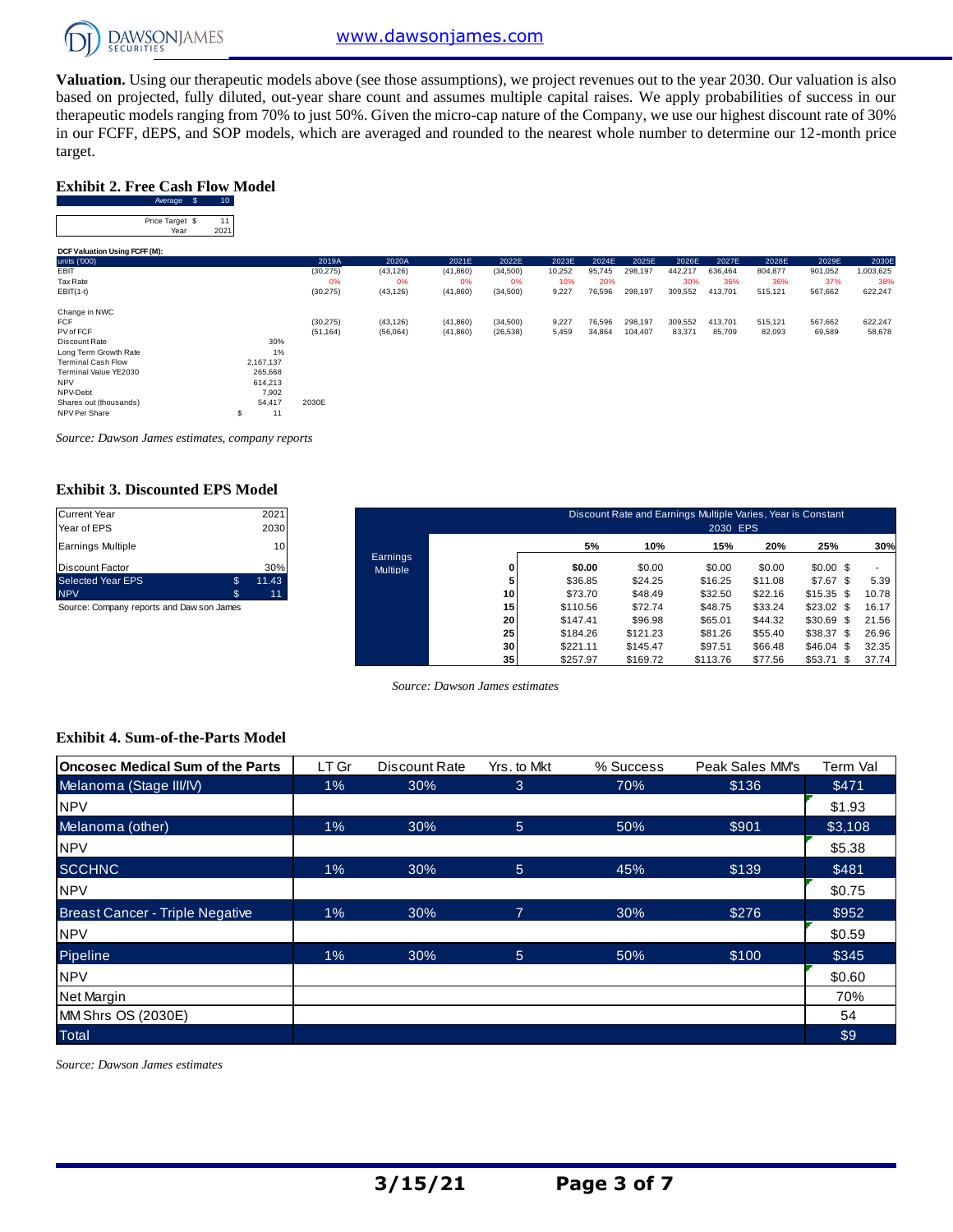**Valuation.** Using our therapeutic models above (see those assumptions), we project revenues out to the year 2030. Our valuation is also based on projected, fully diluted, out-year share count and assumes multiple capital raises. We apply probabilities of success in our therapeutic models ranging from 70% to just 50%. Given the micro-cap nature of the Company, we use our highest discount rate of 30% in our FCFF, dEPS, and SOP models, which are averaged and rounded to the nearest whole number to determine our 12-month price target.

### Exhibit 2. Free Cash Flow Model

| | | |
|---|---|---|
| Average | $ | 10 |

| | | |
|---|---|---|
| Price Target | $ | 11 |
| Year | | 2021 |

**DCF Valuation Using FCFF (M):**

| units ('000) | | 2019A | 2020A | 2021E | 2022E | 2023E | 2024E | 2025E | 2026E | 2027E | 2028E | 2029E | 2030E |
|---|---|---|---|---|---|---|---|---|---|---|---|---|---|
| EBIT | | (30,275) | (43,126) | (41,860) | (34,500) | 10,252 | 95,745 | 298,197 | 442,217 | 636,464 | 804,877 | 901,052 | 1,003,625 |
| Tax Rate | | 0% | 0% | 0% | 0% | 10% | 20% | | 30% | 35% | 36% | 37% | 38% |
| EBIT(1-t) | | (30,275) | (43,126) | (41,860) | (34,500) | 9,227 | 76,596 | 298,197 | 309,552 | 413,701 | 515,121 | 567,662 | 622,247 |
| | | | | | | | | | | | | | |
| Change in NWC | | | | | | | | | | | | | |
| FCF | | (30,275) | (43,126) | (41,860) | (34,500) | 9,227 | 76,596 | 298,197 | 309,552 | 413,701 | 515,121 | 567,662 | 622,247 |
| PV of FCF | | (51,164) | (56,064) | (41,860) | (26,538) | 5,459 | 34,864 | 104,407 | 83,371 | 85,709 | 82,093 | 69,589 | 58,678 |
| Discount Rate | 30% | | | | | | | | | | | | |
| Long Term Growth Rate | 1% | | | | | | | | | | | | |
| Terminal Cash Flow | 2,167,137 | | | | | | | | | | | | |
| Terminal Value YE2030 | 265,668 | | | | | | | | | | | | |
| NPV | 614,213 | | | | | | | | | | | | |
| NPV-Debt | 7,902 | | | | | | | | | | | | |
| Shares out (thousands) | 54,417 | 2030E | | | | | | | | | | | |
| NPV Per Share | $ 11 | | | | | | | | | | | | |

*Source: Dawson James estimates, company reports*

### Exhibit 3. Discounted EPS Model

| | | |
|---|---|---|
| Current Year | | 2021 |
| Year of EPS | | 2030 |
| Earnings Multiple | | 10 |
| Discount Factor | | 30% |
| Selected Year EPS | $ | 11.43 |
| NPV | $ | 11 |

Source: Company reports and Dawson James

Discount Rate and Earnings Multiple Varies, Year is Constant — 2030 EPS

| Earnings Multiple | | 5% | 10% | 15% | 20% | 25% | 30% |
|---|---|---|---|---|---|---|---|
| | 0 | $0.00 | $0.00 | $0.00 | $0.00 | $0.00 | $ - |
| | 5 | $36.85 | $24.25 | $16.25 | $11.08 | $7.67 | $ 5.39 |
| | 10 | $73.70 | $48.49 | $32.50 | $22.16 | $15.35 | $ 10.78 |
| | 15 | $110.56 | $72.74 | $48.75 | $33.24 | $23.02 | $ 16.17 |
| | 20 | $147.41 | $96.98 | $65.01 | $44.32 | $30.69 | $ 21.56 |
| | 25 | $184.26 | $121.23 | $81.26 | $55.40 | $38.37 | $ 26.96 |
| | 30 | $221.11 | $145.47 | $97.51 | $66.48 | $46.04 | $ 32.35 |
| | 35 | $257.97 | $169.72 | $113.76 | $77.56 | $53.71 | $ 37.74 |

*Source: Dawson James estimates*

### Exhibit 4. Sum-of-the-Parts Model

| Oncosec Medical Sum of the Parts | LT Gr | Discount Rate | Yrs. to Mkt | % Success | Peak Sales MM's | Term Val |
|---|---|---|---|---|---|---|
| Melanoma (Stage III/IV) | 1% | 30% | 3 | 70% | $136 | $471 |
| NPV | | | | | | $1.93 |
| Melanoma (other) | 1% | 30% | 5 | 50% | $901 | $3,108 |
| NPV | | | | | | $5.38 |
| SCCHNC | 1% | 30% | 5 | 45% | $139 | $481 |
| NPV | | | | | | $0.75 |
| Breast Cancer - Triple Negative | 1% | 30% | 7 | 30% | $276 | $952 |
| NPV | | | | | | $0.59 |
| Pipeline | 1% | 30% | 5 | 50% | $100 | $345 |
| NPV | | | | | | $0.60 |
| Net Margin | | | | | | 70% |
| MM Shrs OS (2030E) | | | | | | 54 |
| Total | | | | | | $9 |

*Source: Dawson James estimates*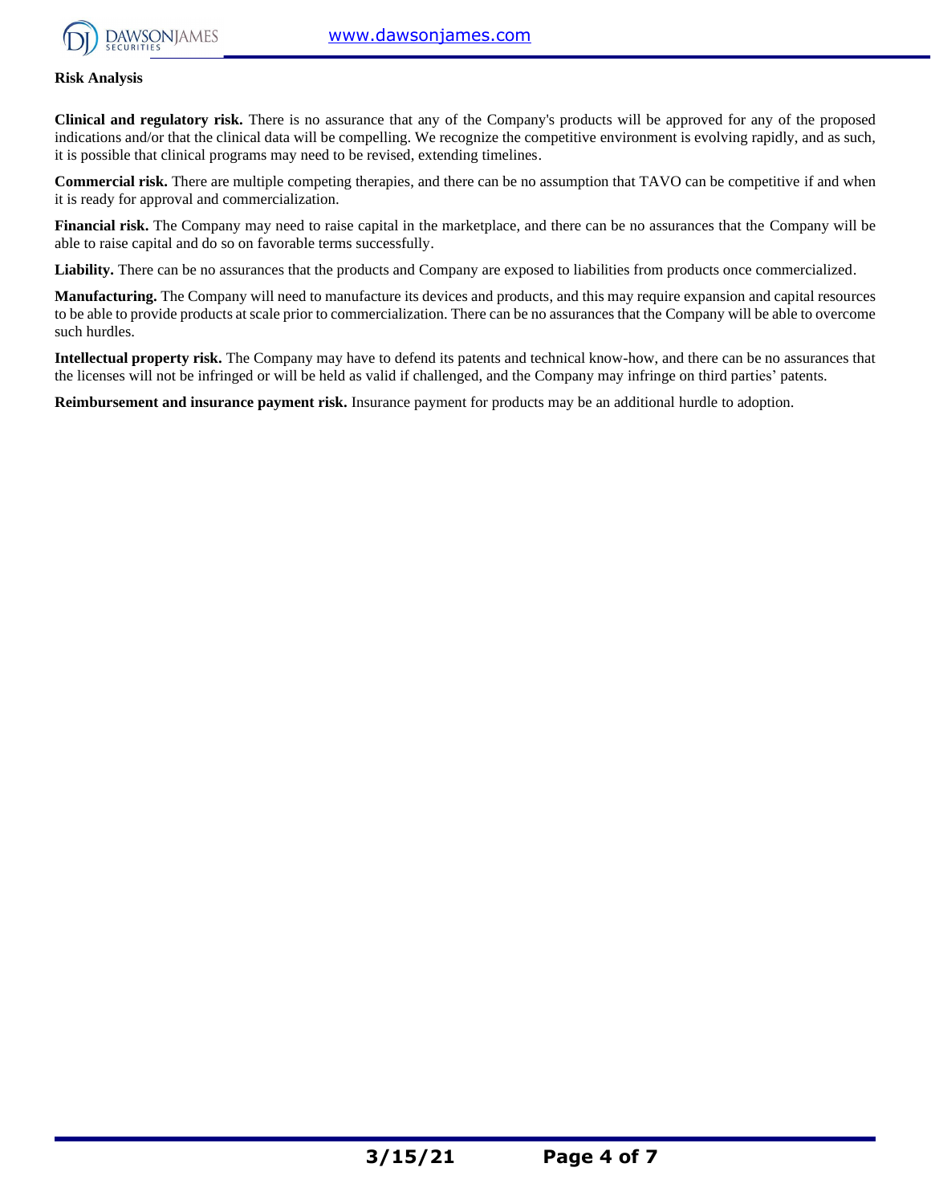**Risk Analysis**

**Clinical and regulatory risk.** There is no assurance that any of the Company's products will be approved for any of the proposed indications and/or that the clinical data will be compelling. We recognize the competitive environment is evolving rapidly, and as such, it is possible that clinical programs may need to be revised, extending timelines.

**Commercial risk.** There are multiple competing therapies, and there can be no assumption that TAVO can be competitive if and when it is ready for approval and commercialization.

**Financial risk.** The Company may need to raise capital in the marketplace, and there can be no assurances that the Company will be able to raise capital and do so on favorable terms successfully.

**Liability.** There can be no assurances that the products and Company are exposed to liabilities from products once commercialized.

**Manufacturing.** The Company will need to manufacture its devices and products, and this may require expansion and capital resources to be able to provide products at scale prior to commercialization. There can be no assurances that the Company will be able to overcome such hurdles.

**Intellectual property risk.** The Company may have to defend its patents and technical know-how, and there can be no assurances that the licenses will not be infringed or will be held as valid if challenged, and the Company may infringe on third parties' patents.

**Reimbursement and insurance payment risk.** Insurance payment for products may be an additional hurdle to adoption.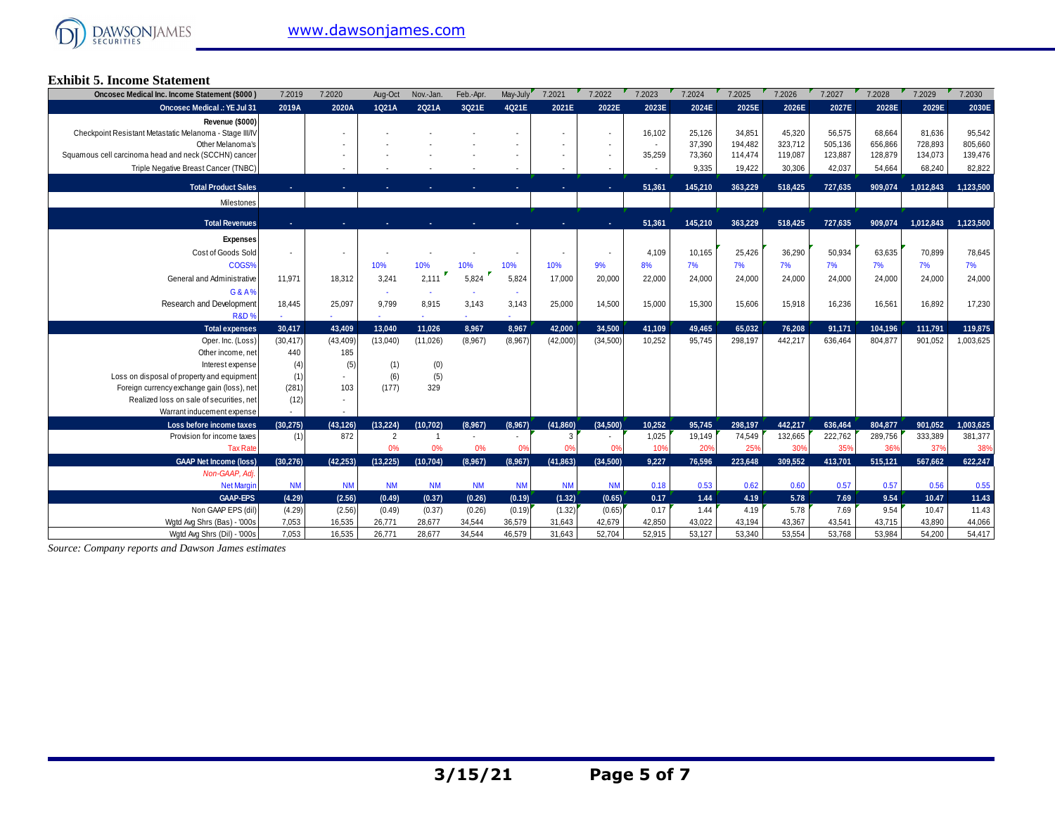### Exhibit 5. Income Statement

| Oncosec Medical Inc. Income Statement ($000 ) | 7.2019 | 7.2020 | Aug-Oct | Nov.-Jan. | Feb.-Apr. | May-July | 7.2021 | 7.2022 | 7.2023 | 7.2024 | 7.2025 | 7.2026 | 7.2027 | 7.2028 | 7.2029 | 7.2030 |
|---|---|---|---|---|---|---|---|---|---|---|---|---|---|---|---|---|
| **Oncosec Medical .: YE Jul 31** | **2019A** | **2020A** | **1Q21A** | **2Q21A** | **3Q21E** | **4Q21E** | **2021E** | **2022E** | **2023E** | **2024E** | **2025E** | **2026E** | **2027E** | **2028E** | **2029E** | **2030E** |
| **Revenue ($000)** | | | | | | | | | | | | | | | | |
| Checkpoint Resistant Metastatic Melanoma - Stage III/IV | | - | - | - | - | - | - | - | 16,102 | 25,126 | 34,851 | 45,320 | 56,575 | 68,664 | 81,636 | 95,542 |
| Other Melanoma's | | - | - | - | - | - | - | - | - | 37,390 | 194,482 | 323,712 | 505,136 | 656,866 | 728,893 | 805,660 |
| Squamous cell carcinoma head and neck (SCCHN) cancer | | - | - | - | - | - | - | - | 35,259 | 73,360 | 114,474 | 119,087 | 123,887 | 128,879 | 134,073 | 139,476 |
| Triple Negative Breast Cancer (TNBC) | | - | - | - | - | - | - | - | - | 9,335 | 19,422 | 30,306 | 42,037 | 54,664 | 68,240 | 82,822 |
| **Total Product Sales** | - | - | - | - | - | - | - | - | **51,361** | **145,210** | **363,229** | **518,425** | **727,635** | **909,074** | **1,012,843** | **1,123,500** |
| Milestones | | | | | | | | | | | | | | | | |
| **Total Revenues** | - | - | - | - | - | - | - | - | **51,361** | **145,210** | **363,229** | **518,425** | **727,635** | **909,074** | **1,012,843** | **1,123,500** |
| **Expenses** | | | | | | | | | | | | | | | | |
| Cost of Goods Sold | - | - | - | - | - | - | - | - | 4,109 | 10,165 | 25,426 | 36,290 | 50,934 | 63,635 | 70,899 | 78,645 |
| COGS% | | | 10% | 10% | 10% | 10% | 10% | 9% | 8% | 7% | 7% | 7% | 7% | 7% | 7% | 7% |
| General and Administrative | 11,971 | 18,312 | 3,241 | 2,111 | 5,824 | 5,824 | 17,000 | 20,000 | 22,000 | 24,000 | 24,000 | 24,000 | 24,000 | 24,000 | 24,000 | 24,000 |
| G & A% | | | - | - | - | - | | | | | | | | | | |
| Research and Development | 18,445 | 25,097 | 9,799 | 8,915 | 3,143 | 3,143 | 25,000 | 14,500 | 15,000 | 15,300 | 15,606 | 15,918 | 16,236 | 16,561 | 16,892 | 17,230 |
| R&D % | - | - | - | - | - | - | | | | | | | | | | |
| **Total expenses** | **30,417** | **43,409** | **13,040** | **11,026** | **8,967** | **8,967** | **42,000** | **34,500** | **41,109** | **49,465** | **65,032** | **76,208** | **91,171** | **104,196** | **111,791** | **119,875** |
| Oper. Inc. (Loss) | (30,417) | (43,409) | (13,040) | (11,026) | (8,967) | (8,967) | (42,000) | (34,500) | 10,252 | 95,745 | 298,197 | 442,217 | 636,464 | 804,877 | 901,052 | 1,003,625 |
| Other income, net | 440 | 185 | | | | | | | | | | | | | | |
| Interest expense | (4) | (5) | (1) | (0) | | | | | | | | | | | | |
| Loss on disposal of property and equipment | (1) | - | (6) | (5) | | | | | | | | | | | | |
| Foreign currency exchange gain (loss), net | (281) | 103 | (177) | 329 | | | | | | | | | | | | |
| Realized loss on sale of securities, net | (12) | - | | | | | | | | | | | | | | |
| Warrant inducement expense | - | - | | | | | | | | | | | | | | |
| **Loss before income taxes** | **(30,275)** | **(43,126)** | **(13,224)** | **(10,702)** | **(8,967)** | **(8,967)** | **(41,860)** | **(34,500)** | **10,252** | **95,745** | **298,197** | **442,217** | **636,464** | **804,877** | **901,052** | **1,003,625** |
| Provision for income taxes | (1) | 872 | 2 | 1 | - | - | 3 | - | 1,025 | 19,149 | 74,549 | 132,665 | 222,762 | 289,756 | 333,389 | 381,377 |
| Tax Rate | | | 0% | 0% | 0% | 0% | 0% | 0% | 10% | 20% | 25% | 30% | 35% | 36% | 37% | 38% |
| **GAAP Net Income (loss)** | **(30,276)** | **(42,253)** | **(13,225)** | **(10,704)** | **(8,967)** | **(8,967)** | **(41,863)** | **(34,500)** | **9,227** | **76,596** | **223,648** | **309,552** | **413,701** | **515,121** | **567,662** | **622,247** |
| *Non-GAAP, Adj.* | | | | | | | | | | | | | | | | |
| Net Margin | NM | NM | NM | NM | NM | NM | NM | NM | 0.18 | 0.53 | 0.62 | 0.60 | 0.57 | 0.57 | 0.56 | 0.55 |
| **GAAP-EPS** | **(4.29)** | **(2.56)** | **(0.49)** | **(0.37)** | **(0.26)** | **(0.19)** | **(1.32)** | **(0.65)** | **0.17** | **1.44** | **4.19** | **5.78** | **7.69** | **9.54** | **10.47** | **11.43** |
| Non GAAP EPS (dil) | (4.29) | (2.56) | (0.49) | (0.37) | (0.26) | (0.19) | (1.32) | (0.65) | 0.17 | 1.44 | 4.19 | 5.78 | 7.69 | 9.54 | 10.47 | 11.43 |
| Wgtd Avg Shrs (Bas) - '000s | 7,053 | 16,535 | 26,771 | 28,677 | 34,544 | 36,579 | 31,643 | 42,679 | 42,850 | 43,022 | 43,194 | 43,367 | 43,541 | 43,715 | 43,890 | 44,066 |
| Wgtd Avg Shrs (Dil) - '000s | 7,053 | 16,535 | 26,771 | 28,677 | 34,544 | 46,579 | 31,643 | 52,704 | 52,915 | 53,127 | 53,340 | 53,554 | 53,768 | 53,984 | 54,200 | 54,417 |

*Source: Company reports and Dawson James estimates*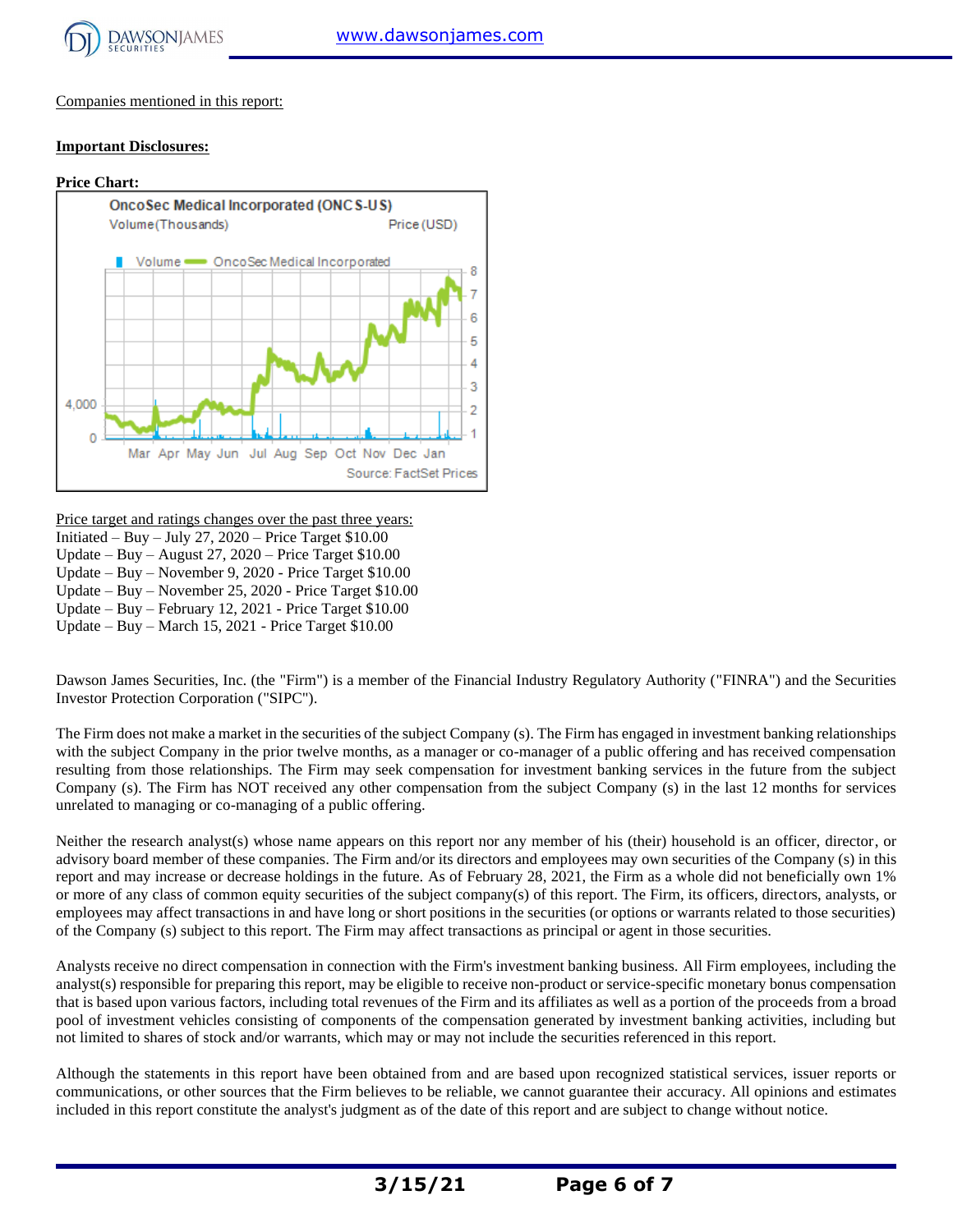Companies mentioned in this report:

**Important Disclosures:**

**Price Chart:**

Price target and ratings changes over the past three years:

Initiated – Buy – July 27, 2020 – Price Target $10.00
Update – Buy – August 27, 2020 – Price Target $10.00
Update – Buy – November 9, 2020 - Price Target $10.00
Update – Buy – November 25, 2020 - Price Target $10.00
Update – Buy – February 12, 2021 - Price Target $10.00
Update – Buy – March 15, 2021 - Price Target $10.00

Dawson James Securities, Inc. (the "Firm") is a member of the Financial Industry Regulatory Authority ("FINRA") and the Securities Investor Protection Corporation ("SIPC").

The Firm does not make a market in the securities of the subject Company (s). The Firm has engaged in investment banking relationships with the subject Company in the prior twelve months, as a manager or co-manager of a public offering and has received compensation resulting from those relationships. The Firm may seek compensation for investment banking services in the future from the subject Company (s). The Firm has NOT received any other compensation from the subject Company (s) in the last 12 months for services unrelated to managing or co-managing of a public offering.

Neither the research analyst(s) whose name appears on this report nor any member of his (their) household is an officer, director, or advisory board member of these companies. The Firm and/or its directors and employees may own securities of the Company (s) in this report and may increase or decrease holdings in the future. As of February 28, 2021, the Firm as a whole did not beneficially own 1% or more of any class of common equity securities of the subject company(s) of this report. The Firm, its officers, directors, analysts, or employees may affect transactions in and have long or short positions in the securities (or options or warrants related to those securities) of the Company (s) subject to this report. The Firm may affect transactions as principal or agent in those securities.

Analysts receive no direct compensation in connection with the Firm's investment banking business. All Firm employees, including the analyst(s) responsible for preparing this report, may be eligible to receive non-product or service-specific monetary bonus compensation that is based upon various factors, including total revenues of the Firm and its affiliates as well as a portion of the proceeds from a broad pool of investment vehicles consisting of components of the compensation generated by investment banking activities, including but not limited to shares of stock and/or warrants, which may or may not include the securities referenced in this report.

Although the statements in this report have been obtained from and are based upon recognized statistical services, issuer reports or communications, or other sources that the Firm believes to be reliable, we cannot guarantee their accuracy. All opinions and estimates included in this report constitute the analyst's judgment as of the date of this report and are subject to change without notice.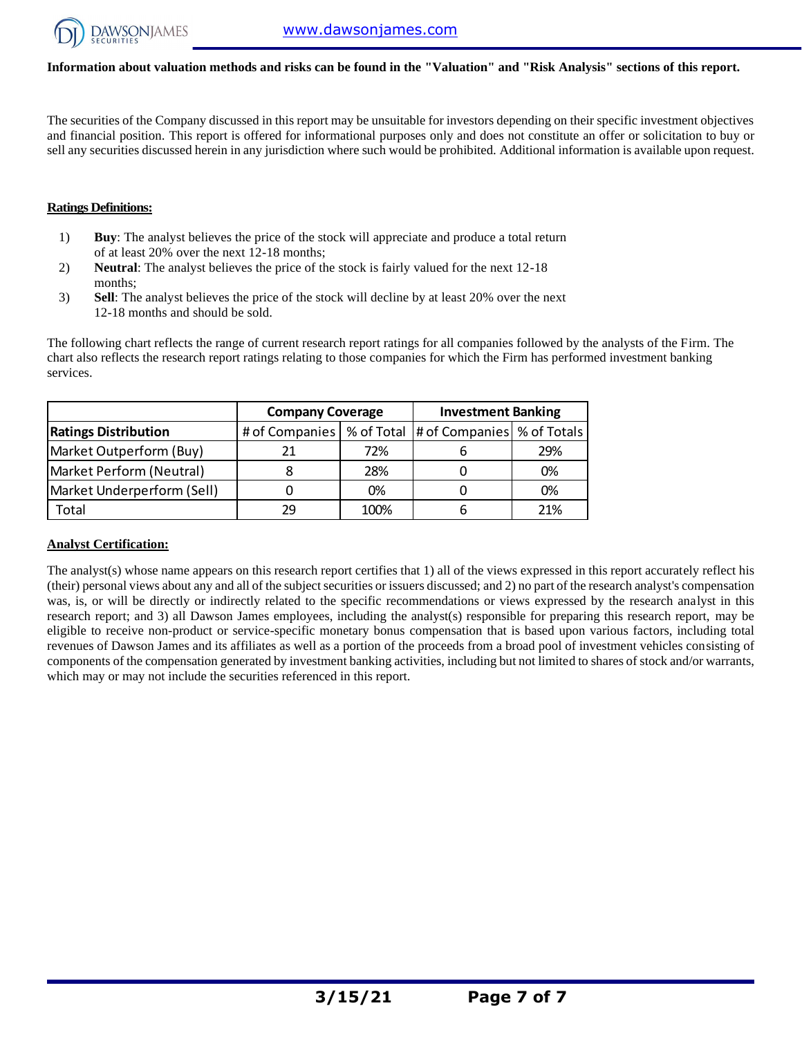**Information about valuation methods and risks can be found in the "Valuation" and "Risk Analysis" sections of this report.**

The securities of the Company discussed in this report may be unsuitable for investors depending on their specific investment objectives and financial position. This report is offered for informational purposes only and does not constitute an offer or solicitation to buy or sell any securities discussed herein in any jurisdiction where such would be prohibited. Additional information is available upon request.

**Ratings Definitions:**

1) **Buy**: The analyst believes the price of the stock will appreciate and produce a total return of at least 20% over the next 12-18 months;
2) **Neutral**: The analyst believes the price of the stock is fairly valued for the next 12-18 months;
3) **Sell**: The analyst believes the price of the stock will decline by at least 20% over the next 12-18 months and should be sold.

The following chart reflects the range of current research report ratings for all companies followed by the analysts of the Firm. The chart also reflects the research report ratings relating to those companies for which the Firm has performed investment banking services.

| | Company Coverage | | Investment Banking | |
|---|---|---|---|---|
| **Ratings Distribution** | # of Companies | % of Total | # of Companies | % of Totals |
| Market Outperform (Buy) | 21 | 72% | 6 | 29% |
| Market Perform (Neutral) | 8 | 28% | 0 | 0% |
| Market Underperform (Sell) | 0 | 0% | 0 | 0% |
| Total | 29 | 100% | 6 | 21% |

**Analyst Certification:**

The analyst(s) whose name appears on this research report certifies that 1) all of the views expressed in this report accurately reflect his (their) personal views about any and all of the subject securities or issuers discussed; and 2) no part of the research analyst's compensation was, is, or will be directly or indirectly related to the specific recommendations or views expressed by the research analyst in this research report; and 3) all Dawson James employees, including the analyst(s) responsible for preparing this research report, may be eligible to receive non-product or service-specific monetary bonus compensation that is based upon various factors, including total revenues of Dawson James and its affiliates as well as a portion of the proceeds from a broad pool of investment vehicles consisting of components of the compensation generated by investment banking activities, including but not limited to shares of stock and/or warrants, which may or may not include the securities referenced in this report.